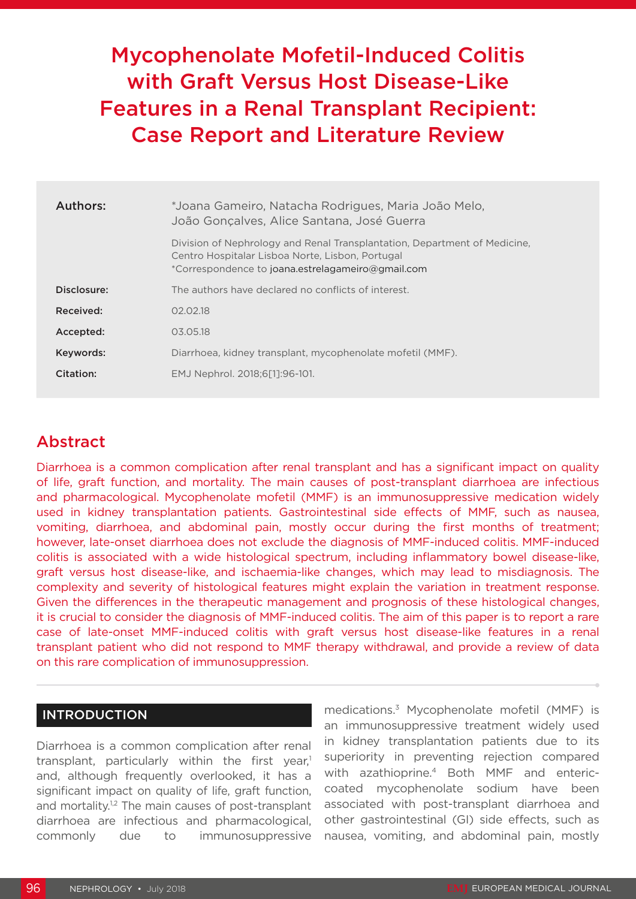# Mycophenolate Mofetil-Induced Colitis with Graft Versus Host Disease-Like Features in a Renal Transplant Recipient: Case Report and Literature Review

| | |
|---|---|
| **Authors:** | *Joana Gameiro, Natacha Rodrigues, Maria João Melo, João Gonçalves, Alice Santana, José Guerra<br><br>Division of Nephrology and Renal Transplantation, Department of Medicine, Centro Hospitalar Lisboa Norte, Lisbon, Portugal<br>*Correspondence to joana.estrelagameiro@gmail.com |
| **Disclosure:** | The authors have declared no conflicts of interest. |
| **Received:** | 02.02.18 |
| **Accepted:** | 03.05.18 |
| **Keywords:** | Diarrhoea, kidney transplant, mycophenolate mofetil (MMF). |
| **Citation:** | EMJ Nephrol. 2018;6[1]:96-101. |

## Abstract

Diarrhoea is a common complication after renal transplant and has a significant impact on quality of life, graft function, and mortality. The main causes of post-transplant diarrhoea are infectious and pharmacological. Mycophenolate mofetil (MMF) is an immunosuppressive medication widely used in kidney transplantation patients. Gastrointestinal side effects of MMF, such as nausea, vomiting, diarrhoea, and abdominal pain, mostly occur during the first months of treatment; however, late-onset diarrhoea does not exclude the diagnosis of MMF-induced colitis. MMF-induced colitis is associated with a wide histological spectrum, including inflammatory bowel disease-like, graft versus host disease-like, and ischaemia-like changes, which may lead to misdiagnosis. The complexity and severity of histological features might explain the variation in treatment response. Given the differences in the therapeutic management and prognosis of these histological changes, it is crucial to consider the diagnosis of MMF-induced colitis. The aim of this paper is to report a rare case of late-onset MMF-induced colitis with graft versus host disease-like features in a renal transplant patient who did not respond to MMF therapy withdrawal, and provide a review of data on this rare complication of immunosuppression.

## INTRODUCTION

Diarrhoea is a common complication after renal transplant, particularly within the first year,[1] and, although frequently overlooked, it has a significant impact on quality of life, graft function, and mortality.[1,2] The main causes of post-transplant diarrhoea are infectious and pharmacological, commonly due to immunosuppressive medications.[3] Mycophenolate mofetil (MMF) is an immunosuppressive treatment widely used in kidney transplantation patients due to its superiority in preventing rejection compared with azathioprine.[4] Both MMF and enteric-coated mycophenolate sodium have been associated with post-transplant diarrhoea and other gastrointestinal (GI) side effects, such as nausea, vomiting, and abdominal pain, mostly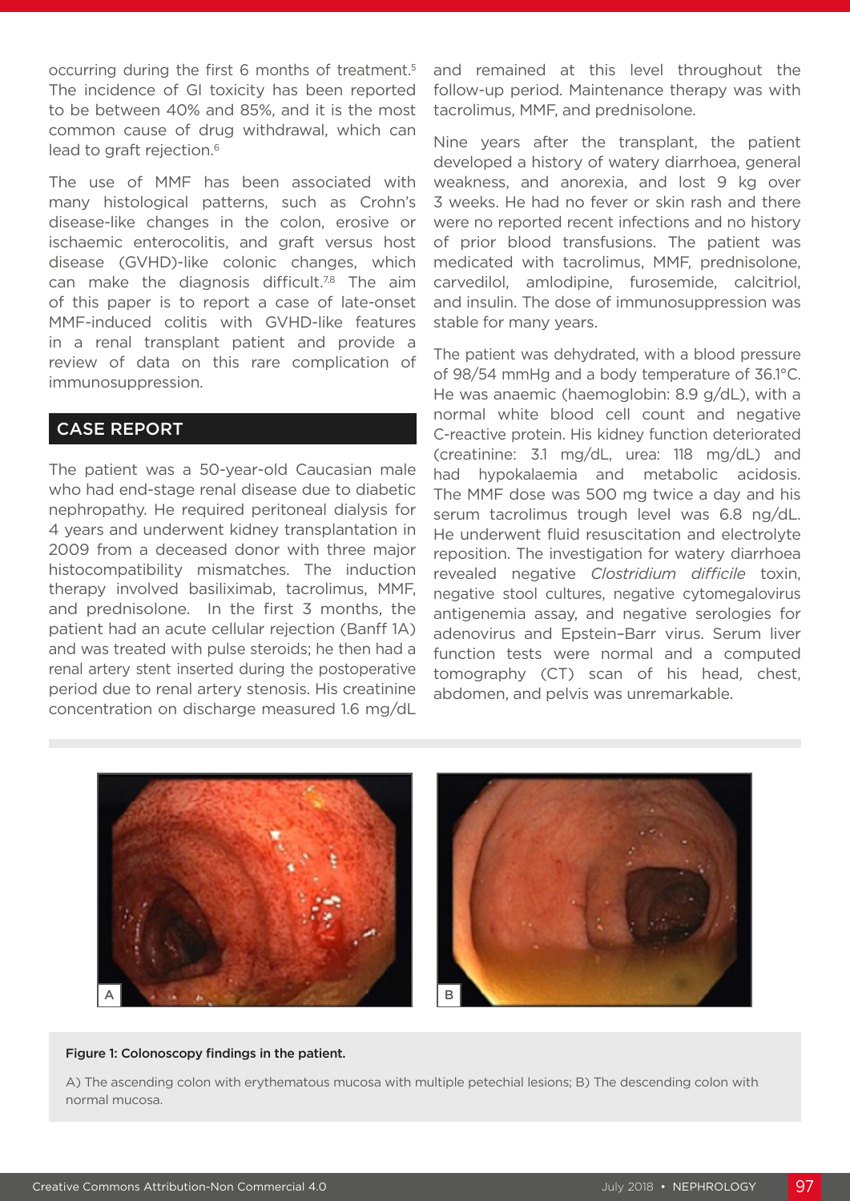occurring during the first 6 months of treatment.[5] The incidence of GI toxicity has been reported to be between 40% and 85%, and it is the most common cause of drug withdrawal, which can lead to graft rejection.[6]

The use of MMF has been associated with many histological patterns, such as Crohn's disease-like changes in the colon, erosive or ischaemic enterocolitis, and graft versus host disease (GVHD)-like colonic changes, which can make the diagnosis difficult.[7,8] The aim of this paper is to report a case of late-onset MMF-induced colitis with GVHD-like features in a renal transplant patient and provide a review of data on this rare complication of immunosuppression.

## CASE REPORT

The patient was a 50-year-old Caucasian male who had end-stage renal disease due to diabetic nephropathy. He required peritoneal dialysis for 4 years and underwent kidney transplantation in 2009 from a deceased donor with three major histocompatibility mismatches. The induction therapy involved basiliximab, tacrolimus, MMF, and prednisolone. In the first 3 months, the patient had an acute cellular rejection (Banff 1A) and was treated with pulse steroids; he then had a renal artery stent inserted during the postoperative period due to renal artery stenosis. His creatinine concentration on discharge measured 1.6 mg/dL and remained at this level throughout the follow-up period. Maintenance therapy was with tacrolimus, MMF, and prednisolone.

Nine years after the transplant, the patient developed a history of watery diarrhoea, general weakness, and anorexia, and lost 9 kg over 3 weeks. He had no fever or skin rash and there were no reported recent infections and no history of prior blood transfusions. The patient was medicated with tacrolimus, MMF, prednisolone, carvedilol, amlodipine, furosemide, calcitriol, and insulin. The dose of immunosuppression was stable for many years.

The patient was dehydrated, with a blood pressure of 98/54 mmHg and a body temperature of 36.1°C. He was anaemic (haemoglobin: 8.9 g/dL), with a normal white blood cell count and negative C-reactive protein. His kidney function deteriorated (creatinine: 3.1 mg/dL, urea: 118 mg/dL) and had hypokalaemia and metabolic acidosis. The MMF dose was 500 mg twice a day and his serum tacrolimus trough level was 6.8 ng/dL. He underwent fluid resuscitation and electrolyte reposition. The investigation for watery diarrhoea revealed negative *Clostridium difficile* toxin, negative stool cultures, negative cytomegalovirus antigenemia assay, and negative serologies for adenovirus and Epstein–Barr virus. Serum liver function tests were normal and a computed tomography (CT) scan of his head, chest, abdomen, and pelvis was unremarkable.

**Figure 1: Colonoscopy findings in the patient.**

A) The ascending colon with erythematous mucosa with multiple petechial lesions; B) The descending colon with normal mucosa.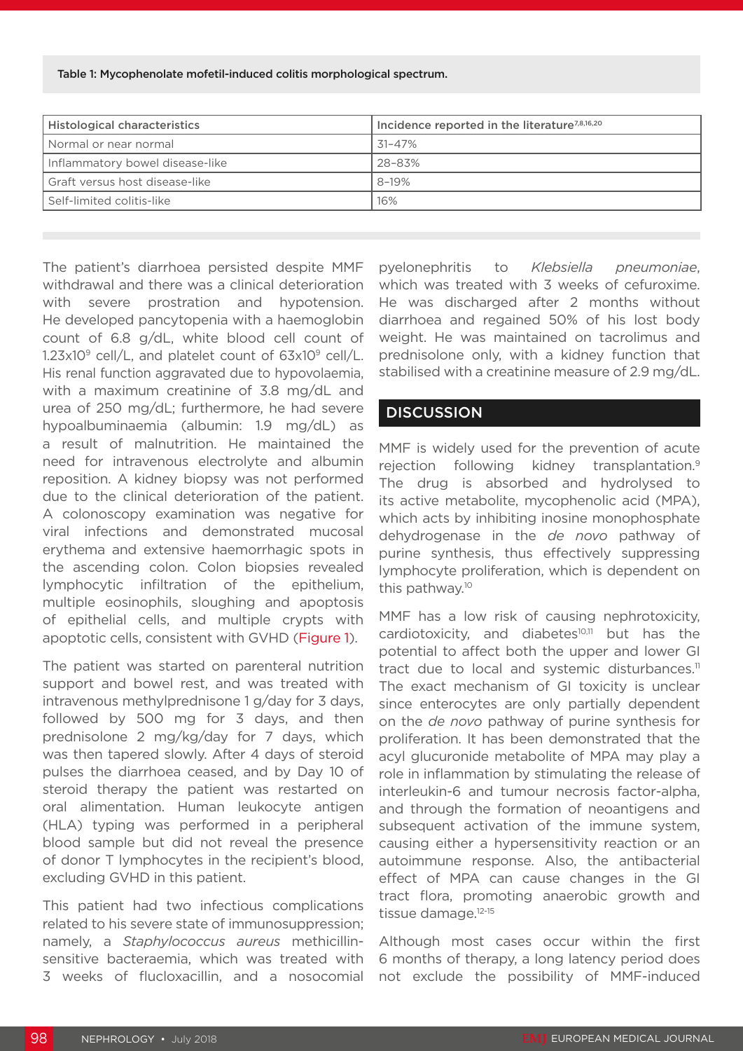Table 1: Mycophenolate mofetil-induced colitis morphological spectrum.

| Histological characteristics | Incidence reported in the literature[7,8,16,20] |
| --- | --- |
| Normal or near normal | 31–47% |
| Inflammatory bowel disease-like | 28–83% |
| Graft versus host disease-like | 8–19% |
| Self-limited colitis-like | 16% |

The patient's diarrhoea persisted despite MMF withdrawal and there was a clinical deterioration with severe prostration and hypotension. He developed pancytopenia with a haemoglobin count of 6.8 g/dL, white blood cell count of $1.23 \times 10^9$ cell/L, and platelet count of $63 \times 10^9$ cell/L. His renal function aggravated due to hypovolaemia, with a maximum creatinine of 3.8 mg/dL and urea of 250 mg/dL; furthermore, he had severe hypoalbuminaemia (albumin: 1.9 mg/dL) as a result of malnutrition. He maintained the need for intravenous electrolyte and albumin reposition. A kidney biopsy was not performed due to the clinical deterioration of the patient. A colonoscopy examination was negative for viral infections and demonstrated mucosal erythema and extensive haemorrhagic spots in the ascending colon. Colon biopsies revealed lymphocytic infiltration of the epithelium, multiple eosinophils, sloughing and apoptosis of epithelial cells, and multiple crypts with apoptotic cells, consistent with GVHD (Figure 1).

The patient was started on parenteral nutrition support and bowel rest, and was treated with intravenous methylprednisone 1 g/day for 3 days, followed by 500 mg for 3 days, and then prednisolone 2 mg/kg/day for 7 days, which was then tapered slowly. After 4 days of steroid pulses the diarrhoea ceased, and by Day 10 of steroid therapy the patient was restarted on oral alimentation. Human leukocyte antigen (HLA) typing was performed in a peripheral blood sample but did not reveal the presence of donor T lymphocytes in the recipient's blood, excluding GVHD in this patient.

This patient had two infectious complications related to his severe state of immunosuppression; namely, a *Staphylococcus aureus* methicillin-sensitive bacteraemia, which was treated with 3 weeks of flucloxacillin, and a nosocomial pyelonephritis to *Klebsiella pneumoniae*, which was treated with 3 weeks of cefuroxime. He was discharged after 2 months without diarrhoea and regained 50% of his lost body weight. He was maintained on tacrolimus and prednisolone only, with a kidney function that stabilised with a creatinine measure of 2.9 mg/dL.

## DISCUSSION

MMF is widely used for the prevention of acute rejection following kidney transplantation.[9] The drug is absorbed and hydrolysed to its active metabolite, mycophenolic acid (MPA), which acts by inhibiting inosine monophosphate dehydrogenase in the *de novo* pathway of purine synthesis, thus effectively suppressing lymphocyte proliferation, which is dependent on this pathway.[10]

MMF has a low risk of causing nephrotoxicity, cardiotoxicity, and diabetes[10,11] but has the potential to affect both the upper and lower GI tract due to local and systemic disturbances.[11] The exact mechanism of GI toxicity is unclear since enterocytes are only partially dependent on the *de novo* pathway of purine synthesis for proliferation. It has been demonstrated that the acyl glucuronide metabolite of MPA may play a role in inflammation by stimulating the release of interleukin-6 and tumour necrosis factor-alpha, and through the formation of neoantigens and subsequent activation of the immune system, causing either a hypersensitivity reaction or an autoimmune response. Also, the antibacterial effect of MPA can cause changes in the GI tract flora, promoting anaerobic growth and tissue damage.[12-15]

Although most cases occur within the first 6 months of therapy, a long latency period does not exclude the possibility of MMF-induced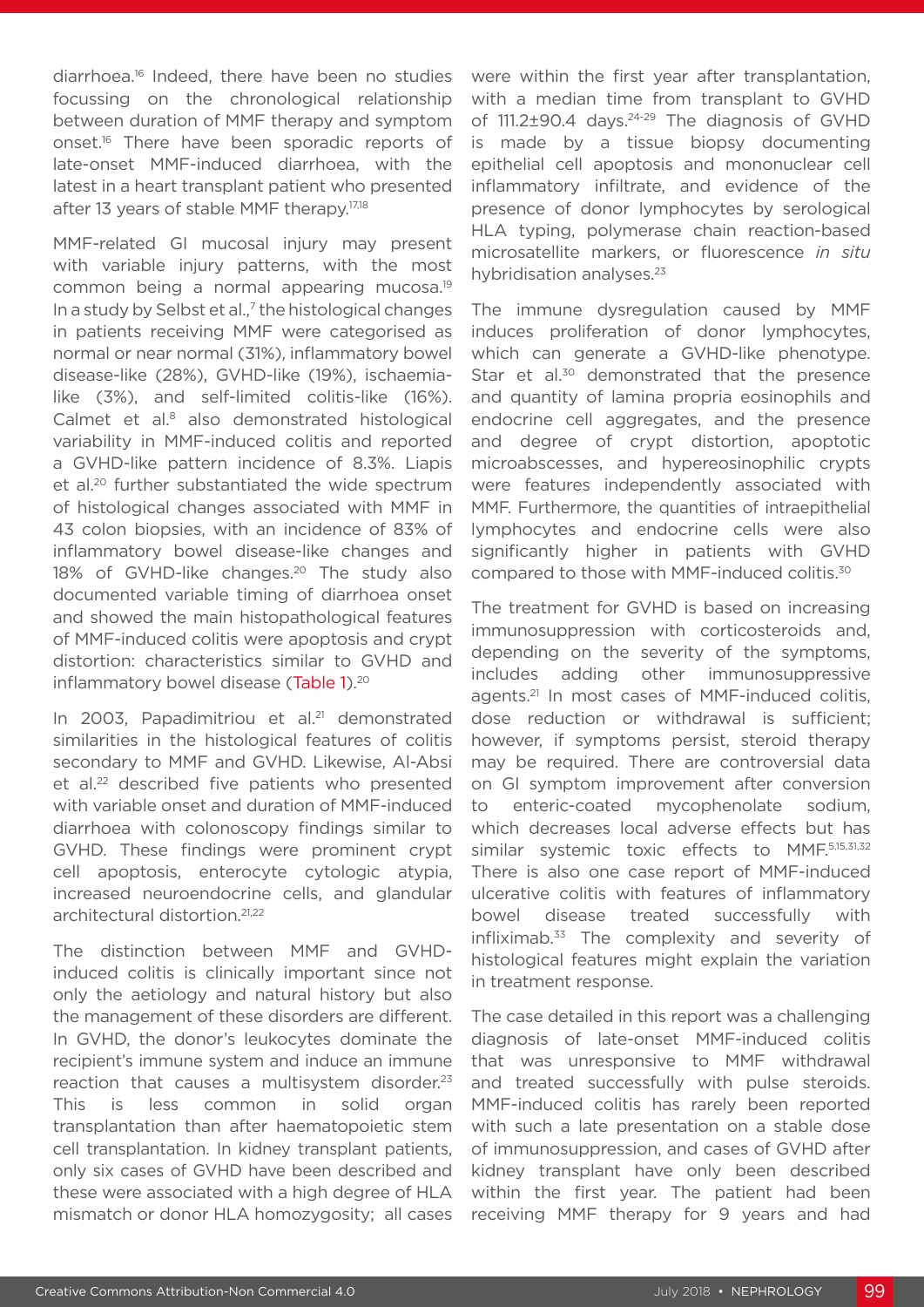diarrhoea.[16] Indeed, there have been no studies focussing on the chronological relationship between duration of MMF therapy and symptom onset.[16] There have been sporadic reports of late-onset MMF-induced diarrhoea, with the latest in a heart transplant patient who presented after 13 years of stable MMF therapy.[17,18]

MMF-related GI mucosal injury may present with variable injury patterns, with the most common being a normal appearing mucosa.[19] In a study by Selbst et al.,[7] the histological changes in patients receiving MMF were categorised as normal or near normal (31%), inflammatory bowel disease-like (28%), GVHD-like (19%), ischaemia-like (3%), and self-limited colitis-like (16%). Calmet et al.[8] also demonstrated histological variability in MMF-induced colitis and reported a GVHD-like pattern incidence of 8.3%. Liapis et al.[20] further substantiated the wide spectrum of histological changes associated with MMF in 43 colon biopsies, with an incidence of 83% of inflammatory bowel disease-like changes and 18% of GVHD-like changes.[20] The study also documented variable timing of diarrhoea onset and showed the main histopathological features of MMF-induced colitis were apoptosis and crypt distortion: characteristics similar to GVHD and inflammatory bowel disease (Table 1).[20]

In 2003, Papadimitriou et al.[21] demonstrated similarities in the histological features of colitis secondary to MMF and GVHD. Likewise, Al-Absi et al.[22] described five patients who presented with variable onset and duration of MMF-induced diarrhoea with colonoscopy findings similar to GVHD. These findings were prominent crypt cell apoptosis, enterocyte cytologic atypia, increased neuroendocrine cells, and glandular architectural distortion.[21,22]

The distinction between MMF and GVHD-induced colitis is clinically important since not only the aetiology and natural history but also the management of these disorders are different. In GVHD, the donor's leukocytes dominate the recipient's immune system and induce an immune reaction that causes a multisystem disorder.[23] This is less common in solid organ transplantation than after haematopoietic stem cell transplantation. In kidney transplant patients, only six cases of GVHD have been described and these were associated with a high degree of HLA mismatch or donor HLA homozygosity; all cases were within the first year after transplantation, with a median time from transplant to GVHD of 111.2±90.4 days.[24-29] The diagnosis of GVHD is made by a tissue biopsy documenting epithelial cell apoptosis and mononuclear cell inflammatory infiltrate, and evidence of the presence of donor lymphocytes by serological HLA typing, polymerase chain reaction-based microsatellite markers, or fluorescence *in situ* hybridisation analyses.[23]

The immune dysregulation caused by MMF induces proliferation of donor lymphocytes, which can generate a GVHD-like phenotype. Star et al.[30] demonstrated that the presence and quantity of lamina propria eosinophils and endocrine cell aggregates, and the presence and degree of crypt distortion, apoptotic microabscesses, and hypereosinophilic crypts were features independently associated with MMF. Furthermore, the quantities of intraepithelial lymphocytes and endocrine cells were also significantly higher in patients with GVHD compared to those with MMF-induced colitis.[30]

The treatment for GVHD is based on increasing immunosuppression with corticosteroids and, depending on the severity of the symptoms, includes adding other immunosuppressive agents.[21] In most cases of MMF-induced colitis, dose reduction or withdrawal is sufficient; however, if symptoms persist, steroid therapy may be required. There are controversial data on GI symptom improvement after conversion to enteric-coated mycophenolate sodium, which decreases local adverse effects but has similar systemic toxic effects to MMF.[5,15,31,32] There is also one case report of MMF-induced ulcerative colitis with features of inflammatory bowel disease treated successfully with infliximab.[33] The complexity and severity of histological features might explain the variation in treatment response.

The case detailed in this report was a challenging diagnosis of late-onset MMF-induced colitis that was unresponsive to MMF withdrawal and treated successfully with pulse steroids. MMF-induced colitis has rarely been reported with such a late presentation on a stable dose of immunosuppression, and cases of GVHD after kidney transplant have only been described within the first year. The patient had been receiving MMF therapy for 9 years and had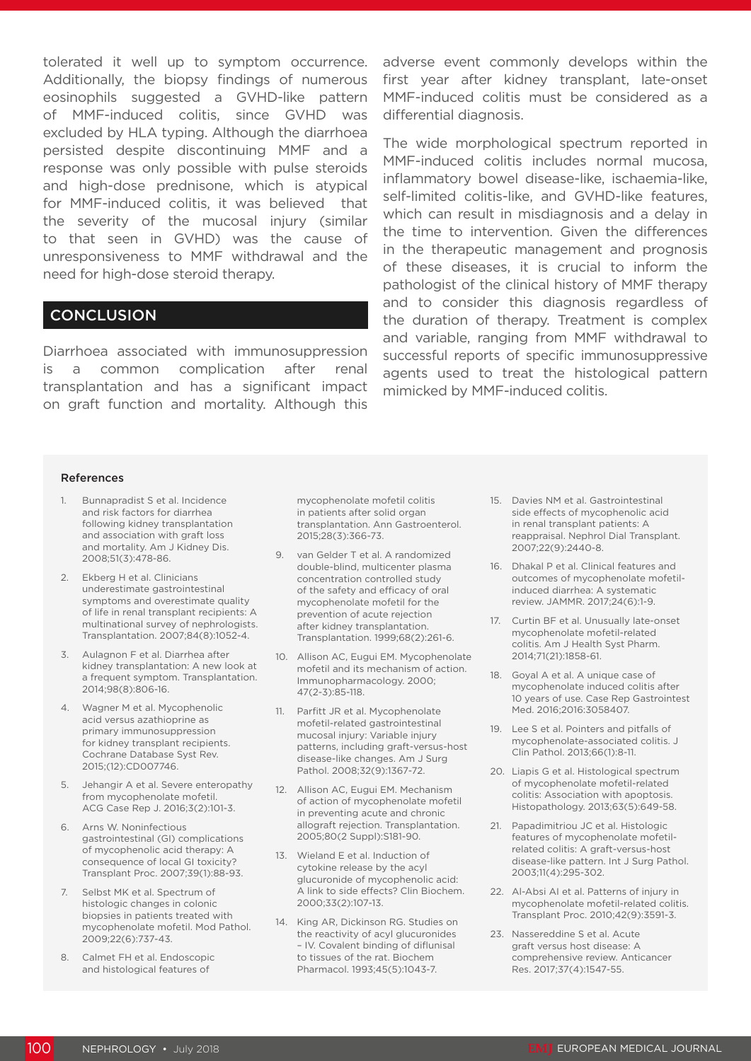tolerated it well up to symptom occurrence. Additionally, the biopsy findings of numerous eosinophils suggested a GVHD-like pattern of MMF-induced colitis, since GVHD was excluded by HLA typing. Although the diarrhoea persisted despite discontinuing MMF and a response was only possible with pulse steroids and high-dose prednisone, which is atypical for MMF-induced colitis, it was believed that the severity of the mucosal injury (similar to that seen in GVHD) was the cause of unresponsiveness to MMF withdrawal and the need for high-dose steroid therapy.

## CONCLUSION

Diarrhoea associated with immunosuppression is a common complication after renal transplantation and has a significant impact on graft function and mortality. Although this adverse event commonly develops within the first year after kidney transplant, late-onset MMF-induced colitis must be considered as a differential diagnosis.

The wide morphological spectrum reported in MMF-induced colitis includes normal mucosa, inflammatory bowel disease-like, ischaemia-like, self-limited colitis-like, and GVHD-like features, which can result in misdiagnosis and a delay in the time to intervention. Given the differences in the therapeutic management and prognosis of these diseases, it is crucial to inform the pathologist of the clinical history of MMF therapy and to consider this diagnosis regardless of the duration of therapy. Treatment is complex and variable, ranging from MMF withdrawal to successful reports of specific immunosuppressive agents used to treat the histological pattern mimicked by MMF-induced colitis.

### References

1. Bunnapradist S et al. Incidence and risk factors for diarrhea following kidney transplantation and association with graft loss and mortality. Am J Kidney Dis. 2008;51(3):478-86.
2. Ekberg H et al. Clinicians underestimate gastrointestinal symptoms and overestimate quality of life in renal transplant recipients: A multinational survey of nephrologists. Transplantation. 2007;84(8):1052-4.
3. Aulagnon F et al. Diarrhea after kidney transplantation: A new look at a frequent symptom. Transplantation. 2014;98(8):806-16.
4. Wagner M et al. Mycophenolic acid versus azathioprine as primary immunosuppression for kidney transplant recipients. Cochrane Database Syst Rev. 2015;(12):CD007746.
5. Jehangir A et al. Severe enteropathy from mycophenolate mofetil. ACG Case Rep J. 2016;3(2):101-3.
6. Arns W. Noninfectious gastrointestinal (GI) complications of mycophenolic acid therapy: A consequence of local GI toxicity? Transplant Proc. 2007;39(1):88-93.
7. Selbst MK et al. Spectrum of histologic changes in colonic biopsies in patients treated with mycophenolate mofetil. Mod Pathol. 2009;22(6):737-43.
8. Calmet FH et al. Endoscopic and histological features of mycophenolate mofetil colitis in patients after solid organ transplantation. Ann Gastroenterol. 2015;28(3):366-73.
9. van Gelder T et al. A randomized double-blind, multicenter plasma concentration controlled study of the safety and efficacy of oral mycophenolate mofetil for the prevention of acute rejection after kidney transplantation. Transplantation. 1999;68(2):261-6.
10. Allison AC, Eugui EM. Mycophenolate mofetil and its mechanism of action. Immunopharmacology. 2000; 47(2-3):85-118.
11. Parfitt JR et al. Mycophenolate mofetil-related gastrointestinal mucosal injury: Variable injury patterns, including graft-versus-host disease-like changes. Am J Surg Pathol. 2008;32(9):1367-72.
12. Allison AC, Eugui EM. Mechanism of action of mycophenolate mofetil in preventing acute and chronic allograft rejection. Transplantation. 2005;80(2 Suppl):S181-90.
13. Wieland E et al. Induction of cytokine release by the acyl glucuronide of mycophenolic acid: A link to side effects? Clin Biochem. 2000;33(2):107-13.
14. King AR, Dickinson RG. Studies on the reactivity of acyl glucuronides – IV. Covalent binding of diflunisal to tissues of the rat. Biochem Pharmacol. 1993;45(5):1043-7.
15. Davies NM et al. Gastrointestinal side effects of mycophenolic acid in renal transplant patients: A reappraisal. Nephrol Dial Transplant. 2007;22(9):2440-8.
16. Dhakal P et al. Clinical features and outcomes of mycophenolate mofetil-induced diarrhea: A systematic review. JAMMR. 2017;24(6):1-9.
17. Curtin BF et al. Unusually late-onset mycophenolate mofetil-related colitis. Am J Health Syst Pharm. 2014;71(21):1858-61.
18. Goyal A et al. A unique case of mycophenolate induced colitis after 10 years of use. Case Rep Gastrointest Med. 2016;2016:3058407.
19. Lee S et al. Pointers and pitfalls of mycophenolate-associated colitis. J Clin Pathol. 2013;66(1):8-11.
20. Liapis G et al. Histological spectrum of mycophenolate mofetil-related colitis: Association with apoptosis. Histopathology. 2013;63(5):649-58.
21. Papadimitriou JC et al. Histologic features of mycophenolate mofetil-related colitis: A graft-versus-host disease-like pattern. Int J Surg Pathol. 2003;11(4):295-302.
22. Al-Absi AI et al. Patterns of injury in mycophenolate mofetil-related colitis. Transplant Proc. 2010;42(9):3591-3.
23. Nassereddine S et al. Acute graft versus host disease: A comprehensive review. Anticancer Res. 2017;37(4):1547-55.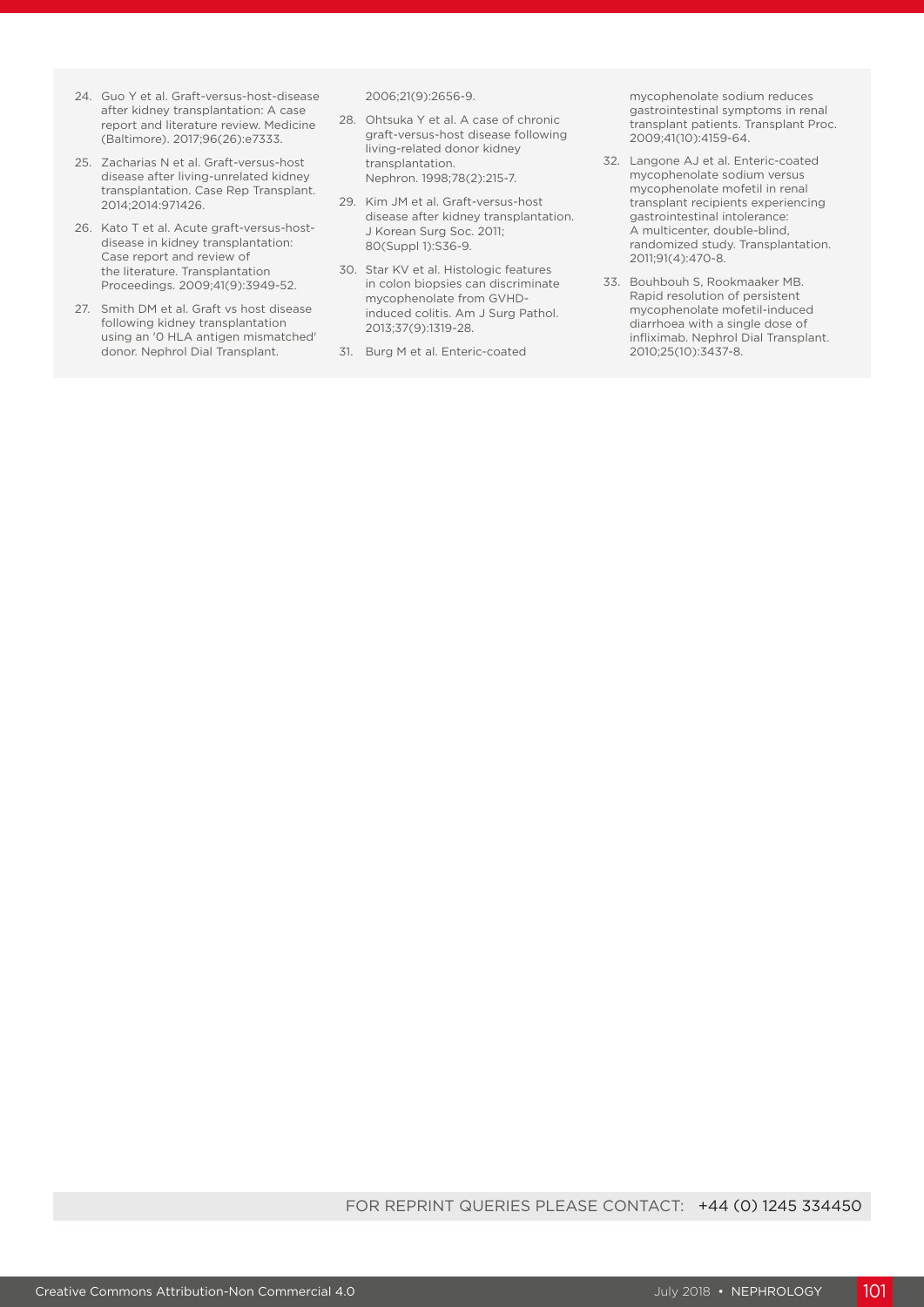24. Guo Y et al. Graft-versus-host-disease after kidney transplantation: A case report and literature review. Medicine (Baltimore). 2017;96(26):e7333.
25. Zacharias N et al. Graft-versus-host disease after living-unrelated kidney transplantation. Case Rep Transplant. 2014;2014:971426.
26. Kato T et al. Acute graft-versus-host-disease in kidney transplantation: Case report and review of the literature. Transplantation Proceedings. 2009;41(9):3949-52.
27. Smith DM et al. Graft vs host disease following kidney transplantation using an '0 HLA antigen mismatched' donor. Nephrol Dial Transplant. 2006;21(9):2656-9.
28. Ohtsuka Y et al. A case of chronic graft-versus-host disease following living-related donor kidney transplantation. Nephron. 1998;78(2):215-7.
29. Kim JM et al. Graft-versus-host disease after kidney transplantation. J Korean Surg Soc. 2011; 80(Suppl 1):S36-9.
30. Star KV et al. Histologic features in colon biopsies can discriminate mycophenolate from GVHD-induced colitis. Am J Surg Pathol. 2013;37(9):1319-28.
31. Burg M et al. Enteric-coated mycophenolate sodium reduces gastrointestinal symptoms in renal transplant patients. Transplant Proc. 2009;41(10):4159-64.
32. Langone AJ et al. Enteric-coated mycophenolate sodium versus mycophenolate mofetil in renal transplant recipients experiencing gastrointestinal intolerance: A multicenter, double-blind, randomized study. Transplantation. 2011;91(4):470-8.
33. Bouhbouh S, Rookmaaker MB. Rapid resolution of persistent mycophenolate mofetil-induced diarrhoea with a single dose of infliximab. Nephrol Dial Transplant. 2010;25(10):3437-8.

FOR REPRINT QUERIES PLEASE CONTACT: +44 (0) 1245 334450